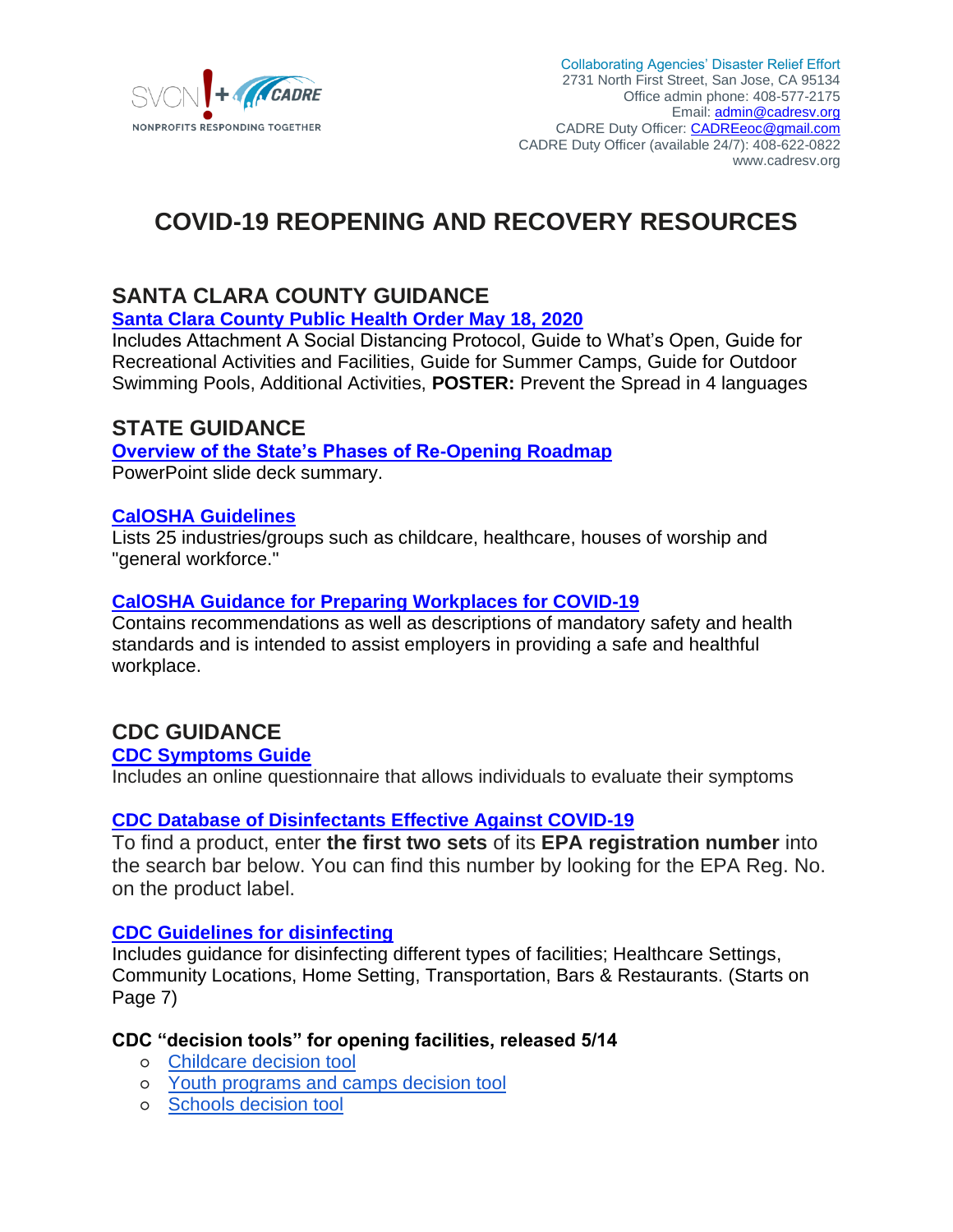SVCN + CADRE
NONPROFITS RESPONDING TOGETHER

Collaborating Agencies' Disaster Relief Effort
2731 North First Street, San Jose, CA 95134
Office admin phone: 408-577-2175
Email: admin@cadresv.org
CADRE Duty Officer: CADREeoc@gmail.com
CADRE Duty Officer (available 24/7): 408-622-0822
www.cadresv.org

# COVID-19 REOPENING AND RECOVERY RESOURCES

## SANTA CLARA COUNTY GUIDANCE

**Santa Clara County Public Health Order May 18, 2020**

Includes Attachment A Social Distancing Protocol, Guide to What's Open, Guide for Recreational Activities and Facilities, Guide for Summer Camps, Guide for Outdoor Swimming Pools, Additional Activities, **POSTER:** Prevent the Spread in 4 languages

## STATE GUIDANCE

**Overview of the State's Phases of Re-Opening Roadmap**

PowerPoint slide deck summary.

**CalOSHA Guidelines**

Lists 25 industries/groups such as childcare, healthcare, houses of worship and "general workforce."

**CalOSHA Guidance for Preparing Workplaces for COVID-19**

Contains recommendations as well as descriptions of mandatory safety and health standards and is intended to assist employers in providing a safe and healthful workplace.

## CDC GUIDANCE

**CDC Symptoms Guide**

Includes an online questionnaire that allows individuals to evaluate their symptoms

**CDC Database of Disinfectants Effective Against COVID-19**

To find a product, enter **the first two sets** of its **EPA registration number** into the search bar below. You can find this number by looking for the EPA Reg. No. on the product label.

**CDC Guidelines for disinfecting**

Includes guidance for disinfecting different types of facilities; Healthcare Settings, Community Locations, Home Setting, Transportation, Bars & Restaurants. (Starts on Page 7)

**CDC "decision tools" for opening facilities, released 5/14**

- Childcare decision tool
- Youth programs and camps decision tool
- Schools decision tool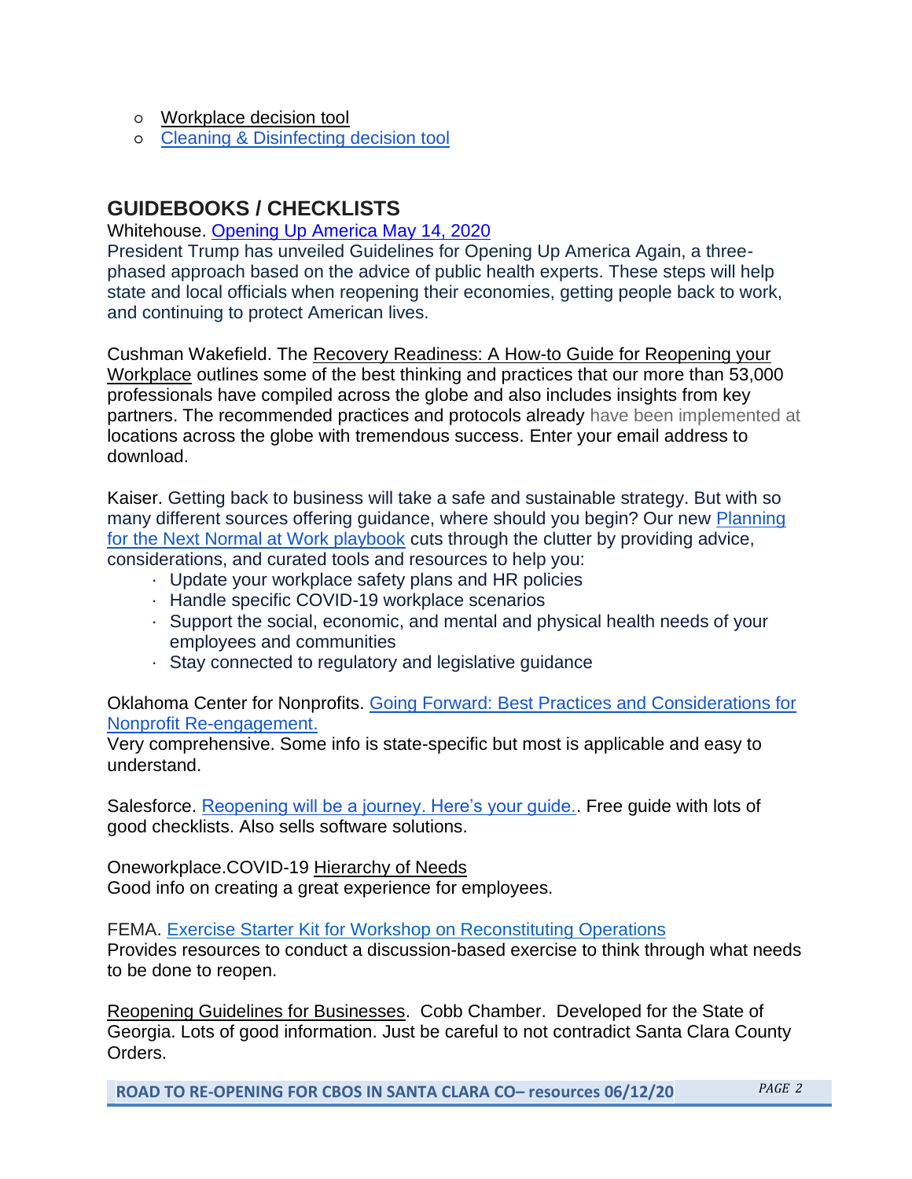- Workplace decision tool
- Cleaning & Disinfecting decision tool

## GUIDEBOOKS / CHECKLISTS

Whitehouse. Opening Up America May 14, 2020
President Trump has unveiled Guidelines for Opening Up America Again, a three-phased approach based on the advice of public health experts. These steps will help state and local officials when reopening their economies, getting people back to work, and continuing to protect American lives.

Cushman Wakefield. The Recovery Readiness: A How-to Guide for Reopening your Workplace outlines some of the best thinking and practices that our more than 53,000 professionals have compiled across the globe and also includes insights from key partners. The recommended practices and protocols already have been implemented at locations across the globe with tremendous success. Enter your email address to download.

Kaiser. Getting back to business will take a safe and sustainable strategy. But with so many different sources offering guidance, where should you begin? Our new Planning for the Next Normal at Work playbook cuts through the clutter by providing advice, considerations, and curated tools and resources to help you:

- Update your workplace safety plans and HR policies
- Handle specific COVID-19 workplace scenarios
- Support the social, economic, and mental and physical health needs of your employees and communities
- Stay connected to regulatory and legislative guidance

Oklahoma Center for Nonprofits. Going Forward: Best Practices and Considerations for Nonprofit Re-engagement.
Very comprehensive. Some info is state-specific but most is applicable and easy to understand.

Salesforce. Reopening will be a journey. Here's your guide.. Free guide with lots of good checklists. Also sells software solutions.

Oneworkplace.COVID-19 Hierarchy of Needs
Good info on creating a great experience for employees.

FEMA. Exercise Starter Kit for Workshop on Reconstituting Operations
Provides resources to conduct a discussion-based exercise to think through what needs to be done to reopen.

Reopening Guidelines for Businesses. Cobb Chamber. Developed for the State of Georgia. Lots of good information. Just be careful to not contradict Santa Clara County Orders.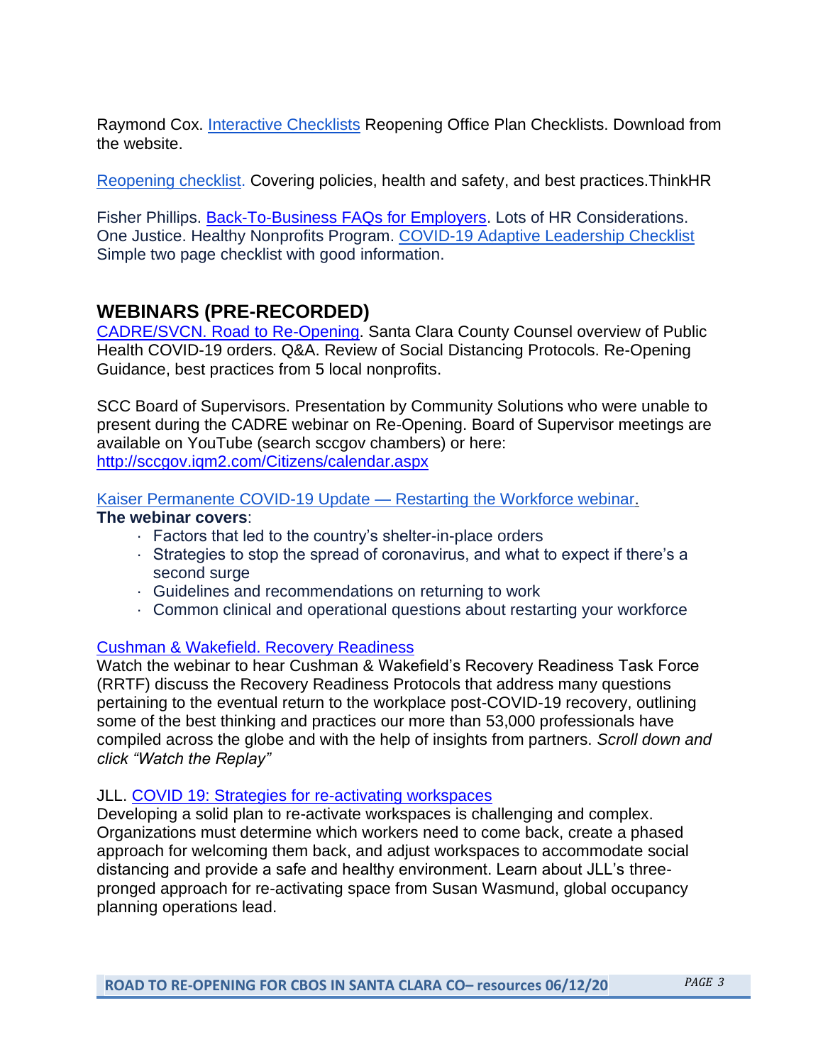Raymond Cox. Interactive Checklists Reopening Office Plan Checklists. Download from the website.

Reopening checklist. Covering policies, health and safety, and best practices.ThinkHR

Fisher Phillips. Back-To-Business FAQs for Employers. Lots of HR Considerations. One Justice. Healthy Nonprofits Program. COVID-19 Adaptive Leadership Checklist Simple two page checklist with good information.

## WEBINARS (PRE-RECORDED)

CADRE/SVCN. Road to Re-Opening. Santa Clara County Counsel overview of Public Health COVID-19 orders. Q&A. Review of Social Distancing Protocols. Re-Opening Guidance, best practices from 5 local nonprofits.

SCC Board of Supervisors. Presentation by Community Solutions who were unable to present during the CADRE webinar on Re-Opening. Board of Supervisor meetings are available on YouTube (search sccgov chambers) or here: http://sccgov.iqm2.com/Citizens/calendar.aspx

Kaiser Permanente COVID-19 Update — Restarting the Workforce webinar.

**The webinar covers**:

- Factors that led to the country's shelter-in-place orders
- Strategies to stop the spread of coronavirus, and what to expect if there's a second surge
- Guidelines and recommendations on returning to work
- Common clinical and operational questions about restarting your workforce

Cushman & Wakefield. Recovery Readiness

Watch the webinar to hear Cushman & Wakefield's Recovery Readiness Task Force (RRTF) discuss the Recovery Readiness Protocols that address many questions pertaining to the eventual return to the workplace post-COVID-19 recovery, outlining some of the best thinking and practices our more than 53,000 professionals have compiled across the globe and with the help of insights from partners. *Scroll down and click "Watch the Replay"*

JLL. COVID 19: Strategies for re-activating workspaces

Developing a solid plan to re-activate workspaces is challenging and complex. Organizations must determine which workers need to come back, create a phased approach for welcoming them back, and adjust workspaces to accommodate social distancing and provide a safe and healthy environment. Learn about JLL's three-pronged approach for re-activating space from Susan Wasmund, global occupancy planning operations lead.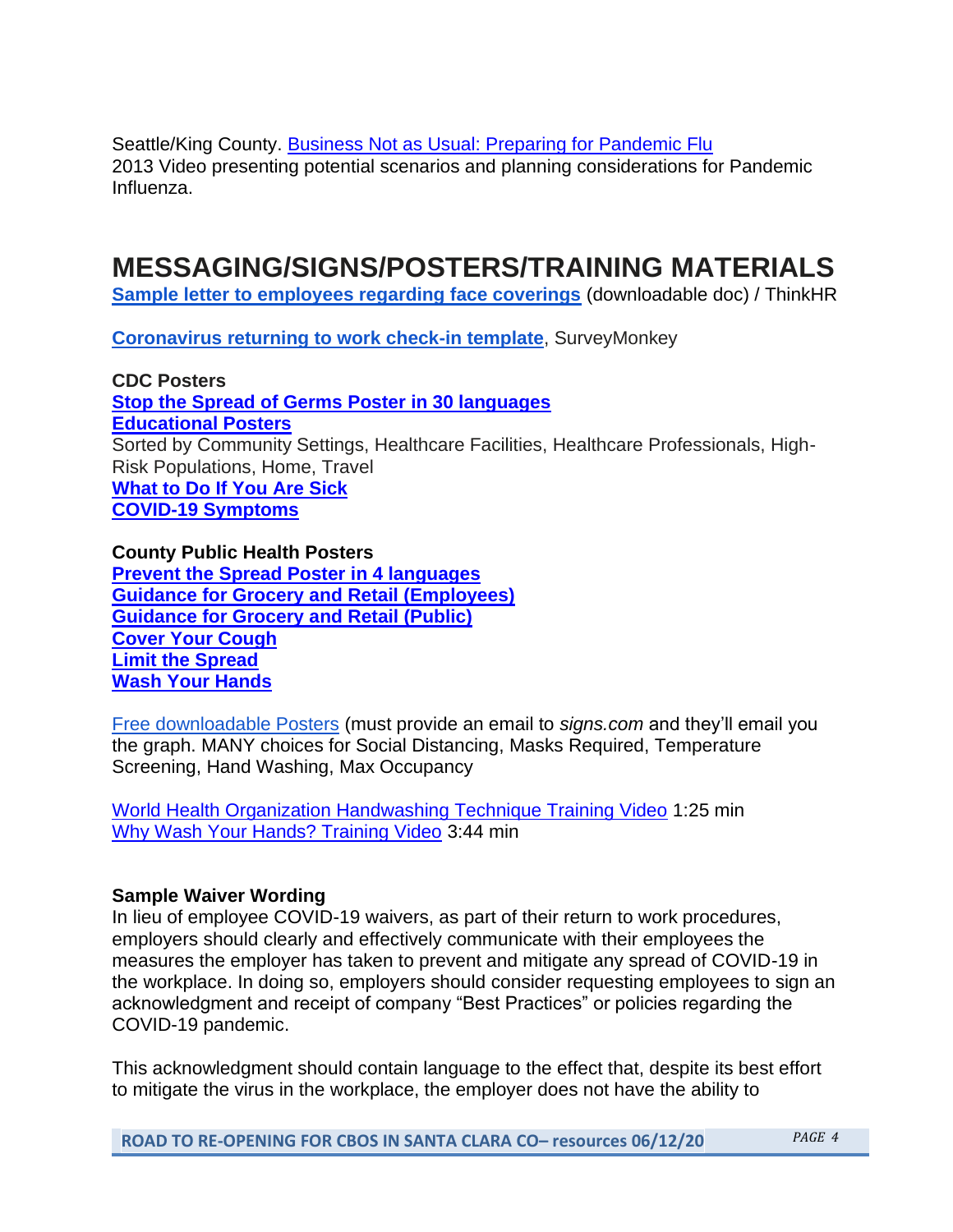Seattle/King County. Business Not as Usual: Preparing for Pandemic Flu
2013 Video presenting potential scenarios and planning considerations for Pandemic Influenza.

# MESSAGING/SIGNS/POSTERS/TRAINING MATERIALS

**Sample letter to employees regarding face coverings** (downloadable doc) / ThinkHR

**Coronavirus returning to work check-in template**, SurveyMonkey

**CDC Posters**
**Stop the Spread of Germs Poster in 30 languages**
**Educational Posters**
Sorted by Community Settings, Healthcare Facilities, Healthcare Professionals, High-Risk Populations, Home, Travel
**What to Do If You Are Sick**
**COVID-19 Symptoms**

**County Public Health Posters**
**Prevent the Spread Poster in 4 languages**
**Guidance for Grocery and Retail (Employees)**
**Guidance for Grocery and Retail (Public)**
**Cover Your Cough**
**Limit the Spread**
**Wash Your Hands**

Free downloadable Posters (must provide an email to *signs.com* and they'll email you the graph. MANY choices for Social Distancing, Masks Required, Temperature Screening, Hand Washing, Max Occupancy

World Health Organization Handwashing Technique Training Video 1:25 min
Why Wash Your Hands? Training Video 3:44 min

**Sample Waiver Wording**
In lieu of employee COVID-19 waivers, as part of their return to work procedures, employers should clearly and effectively communicate with their employees the measures the employer has taken to prevent and mitigate any spread of COVID-19 in the workplace. In doing so, employers should consider requesting employees to sign an acknowledgment and receipt of company "Best Practices" or policies regarding the COVID-19 pandemic.

This acknowledgment should contain language to the effect that, despite its best effort to mitigate the virus in the workplace, the employer does not have the ability to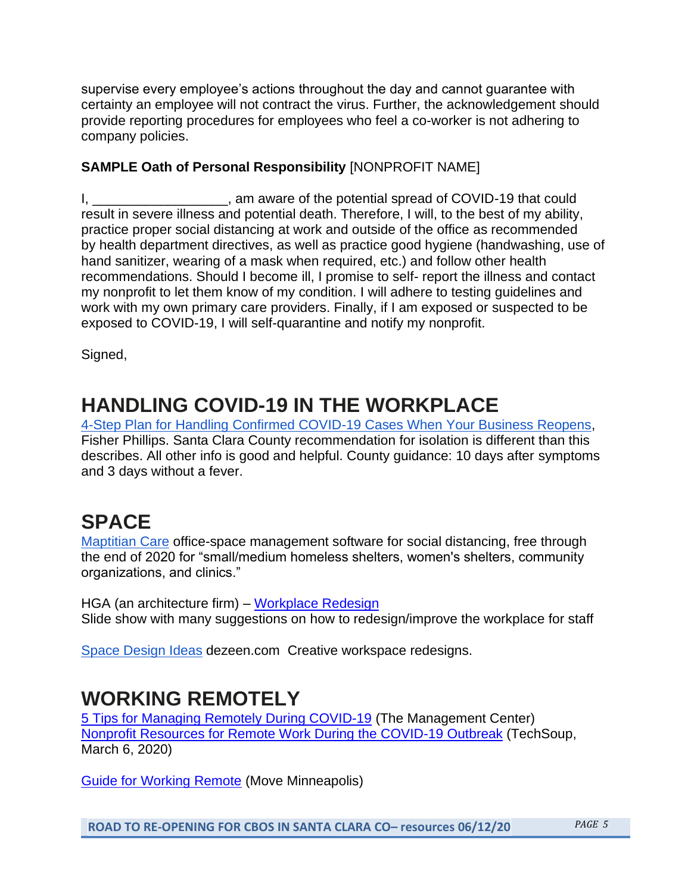supervise every employee's actions throughout the day and cannot guarantee with certainty an employee will not contract the virus. Further, the acknowledgement should provide reporting procedures for employees who feel a co-worker is not adhering to company policies.

**SAMPLE Oath of Personal Responsibility** [NONPROFIT NAME]

I, __________________, am aware of the potential spread of COVID-19 that could result in severe illness and potential death. Therefore, I will, to the best of my ability, practice proper social distancing at work and outside of the office as recommended by health department directives, as well as practice good hygiene (handwashing, use of hand sanitizer, wearing of a mask when required, etc.) and follow other health recommendations. Should I become ill, I promise to self- report the illness and contact my nonprofit to let them know of my condition. I will adhere to testing guidelines and work with my own primary care providers. Finally, if I am exposed or suspected to be exposed to COVID-19, I will self-quarantine and notify my nonprofit.

Signed,

# HANDLING COVID-19 IN THE WORKPLACE

4-Step Plan for Handling Confirmed COVID-19 Cases When Your Business Reopens, Fisher Phillips. Santa Clara County recommendation for isolation is different than this describes. All other info is good and helpful. County guidance: 10 days after symptoms and 3 days without a fever.

# SPACE

Maptitian Care office-space management software for social distancing, free through the end of 2020 for "small/medium homeless shelters, women's shelters, community organizations, and clinics."

HGA (an architecture firm) – Workplace Redesign
Slide show with many suggestions on how to redesign/improve the workplace for staff

Space Design Ideas dezeen.com Creative workspace redesigns.

# WORKING REMOTELY

5 Tips for Managing Remotely During COVID-19 (The Management Center)
Nonprofit Resources for Remote Work During the COVID-19 Outbreak (TechSoup, March 6, 2020)

Guide for Working Remote (Move Minneapolis)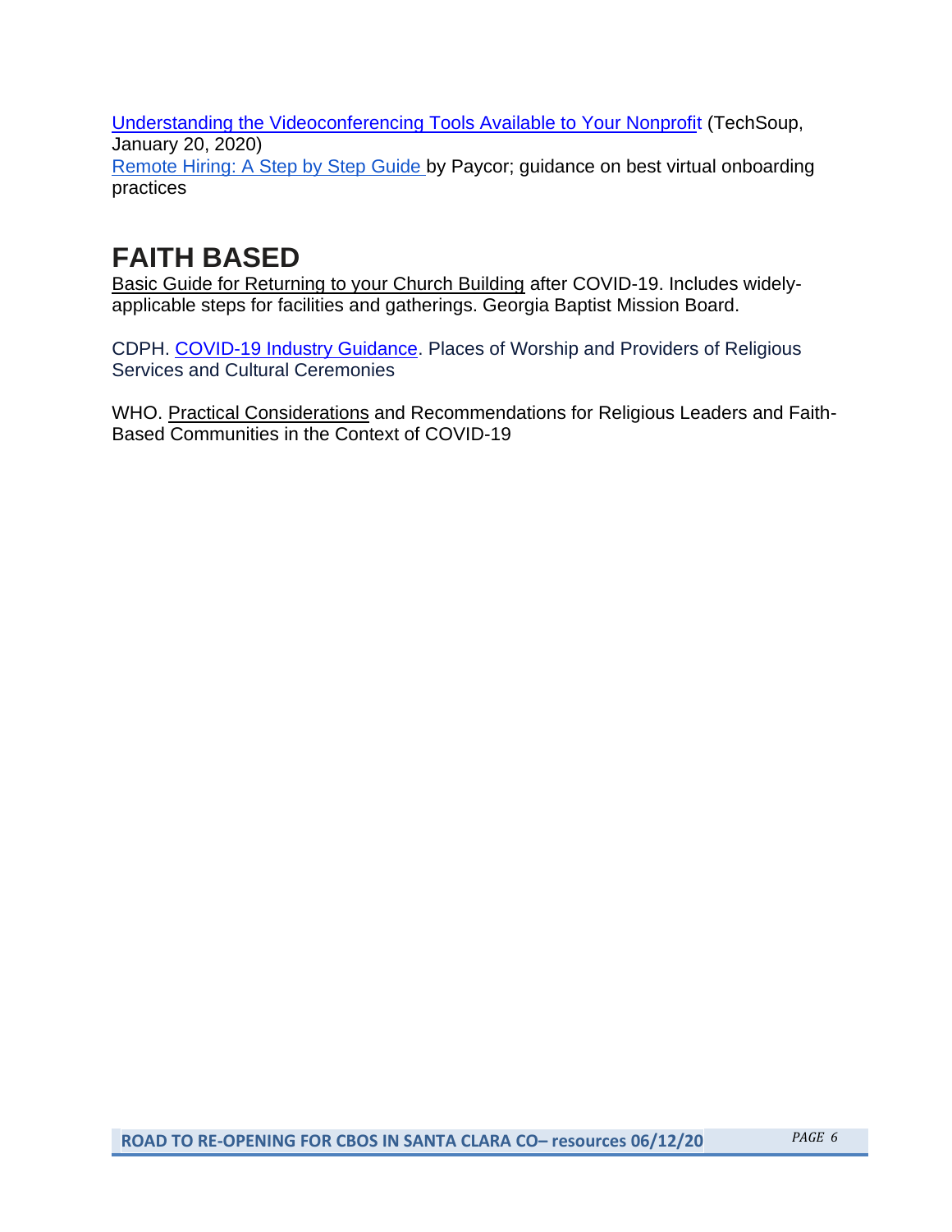Understanding the Videoconferencing Tools Available to Your Nonprofit (TechSoup, January 20, 2020)
Remote Hiring: A Step by Step Guide by Paycor; guidance on best virtual onboarding practices

# FAITH BASED

Basic Guide for Returning to your Church Building after COVID-19. Includes widely-applicable steps for facilities and gatherings. Georgia Baptist Mission Board.

CDPH. COVID-19 Industry Guidance. Places of Worship and Providers of Religious Services and Cultural Ceremonies

WHO. Practical Considerations and Recommendations for Religious Leaders and Faith-Based Communities in the Context of COVID-19